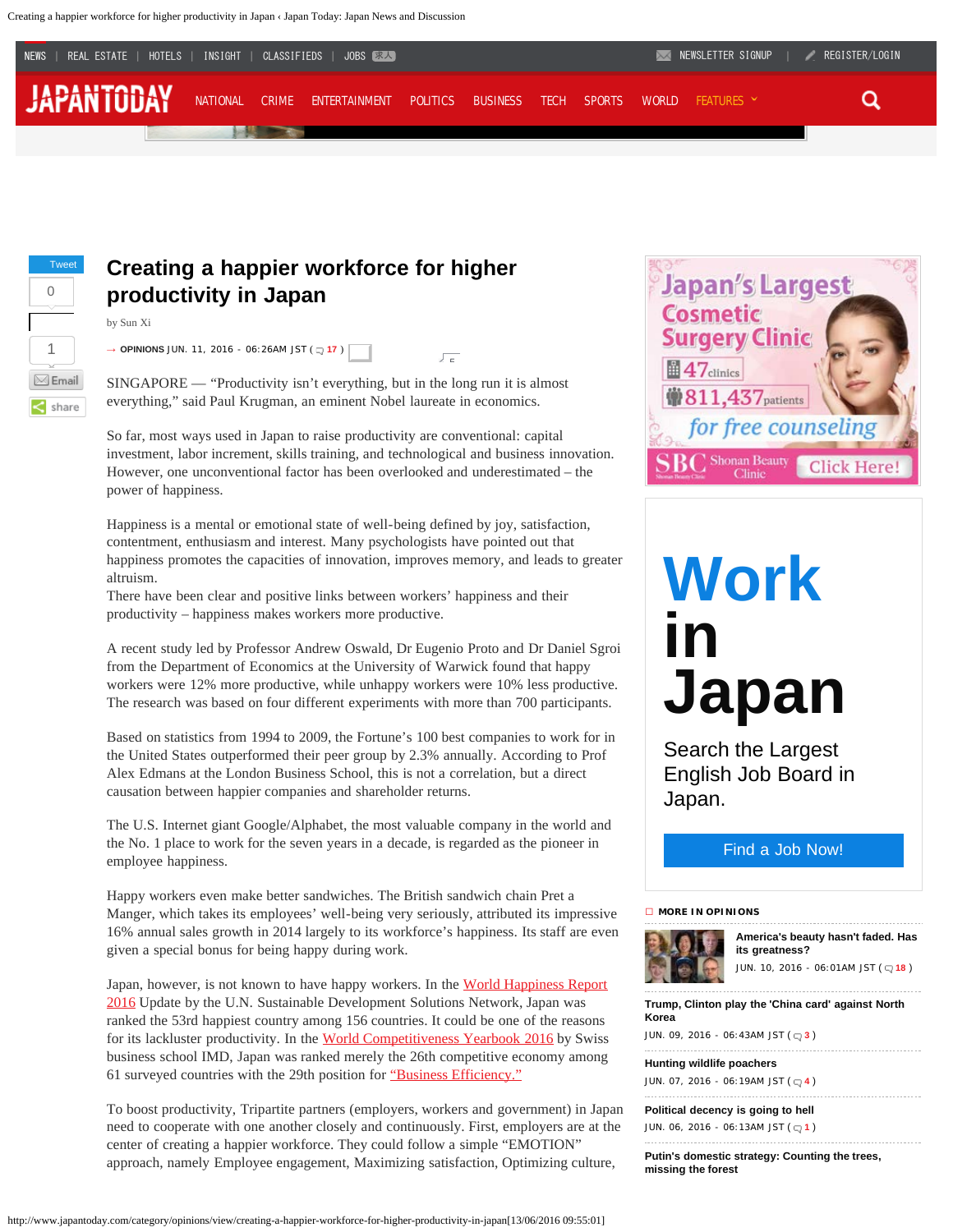# Creating a happier workforce for higher productivity in Japan

by Sun Xi

→ OPINIONS JUN. 11, 2016 - 06:26AM JST ( 17 )

SINGAPORE — "Productivity isn't everything, but in the long run it is almost everything," said Paul Krugman, an eminent Nobel laureate in economics.

So far, most ways used in Japan to raise productivity are conventional: capital investment, labor increment, skills training, and technological and business innovation. However, one unconventional factor has been overlooked and underestimated – the power of happiness.

Happiness is a mental or emotional state of well-being defined by joy, satisfaction, contentment, enthusiasm and interest. Many psychologists have pointed out that happiness promotes the capacities of innovation, improves memory, and leads to greater altruism.
There have been clear and positive links between workers' happiness and their productivity – happiness makes workers more productive.

A recent study led by Professor Andrew Oswald, Dr Eugenio Proto and Dr Daniel Sgroi from the Department of Economics at the University of Warwick found that happy workers were 12% more productive, while unhappy workers were 10% less productive. The research was based on four different experiments with more than 700 participants.

Based on statistics from 1994 to 2009, the Fortune's 100 best companies to work for in the United States outperformed their peer group by 2.3% annually. According to Prof Alex Edmans at the London Business School, this is not a correlation, but a direct causation between happier companies and shareholder returns.

The U.S. Internet giant Google/Alphabet, the most valuable company in the world and the No. 1 place to work for the seven years in a decade, is regarded as the pioneer in employee happiness.

Happy workers even make better sandwiches. The British sandwich chain Pret a Manger, which takes its employees' well-being very seriously, attributed its impressive 16% annual sales growth in 2014 largely to its workforce's happiness. Its staff are even given a special bonus for being happy during work.

Japan, however, is not known to have happy workers. In the World Happiness Report 2016 Update by the U.N. Sustainable Development Solutions Network, Japan was ranked the 53rd happiest country among 156 countries. It could be one of the reasons for its lackluster productivity. In the World Competitiveness Yearbook 2016 by Swiss business school IMD, Japan was ranked merely the 26th competitive economy among 61 surveyed countries with the 29th position for "Business Efficiency."

To boost productivity, Tripartite partners (employers, workers and government) in Japan need to cooperate with one another closely and continuously. First, employers are at the center of creating a happier workforce. They could follow a simple "EMOTION" approach, namely Employee engagement, Maximizing satisfaction, Optimizing culture,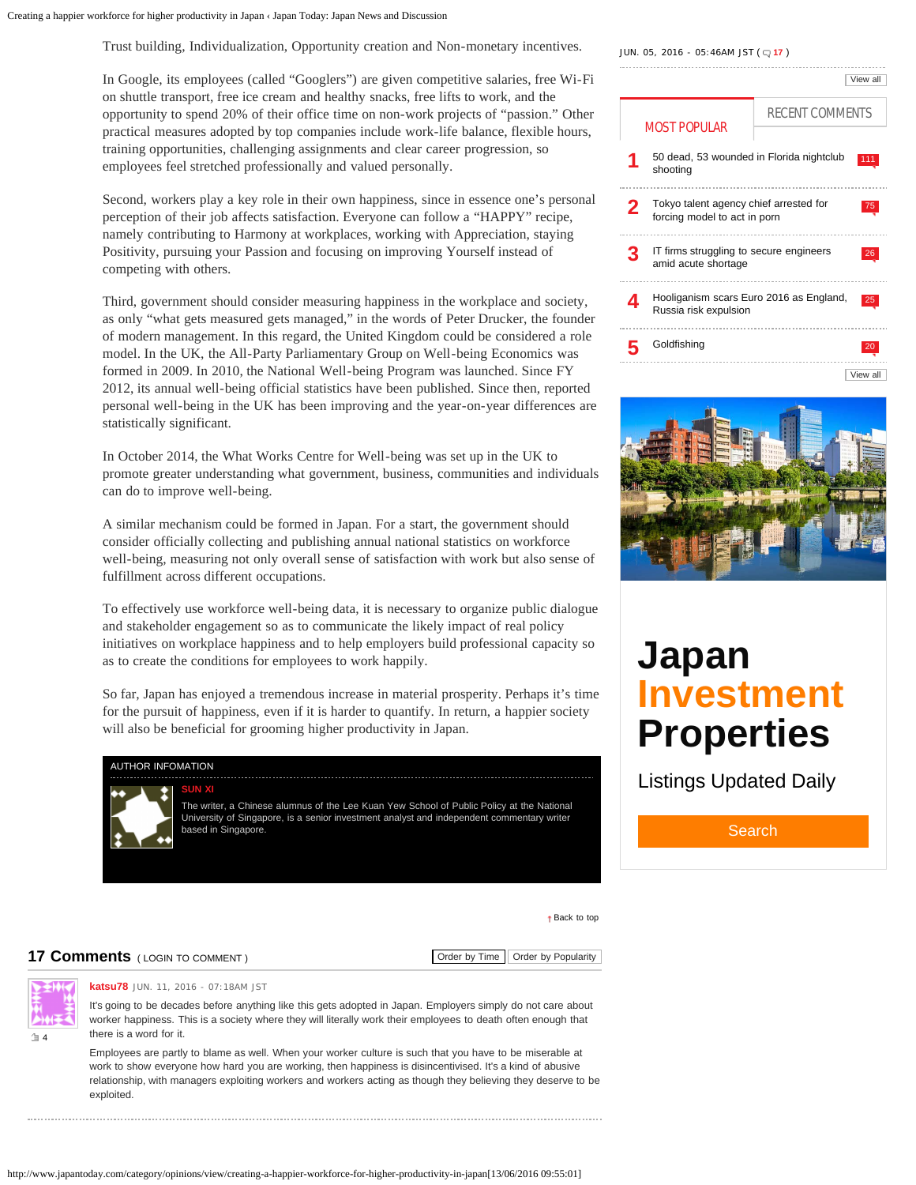Trust building, Individualization, Opportunity creation and Non-monetary incentives.

In Google, its employees (called "Googlers") are given competitive salaries, free Wi-Fi on shuttle transport, free ice cream and healthy snacks, free lifts to work, and the opportunity to spend 20% of their office time on non-work projects of "passion." Other practical measures adopted by top companies include work-life balance, flexible hours, training opportunities, challenging assignments and clear career progression, so employees feel stretched professionally and valued personally.

Second, workers play a key role in their own happiness, since in essence one's personal perception of their job affects satisfaction. Everyone can follow a "HAPPY" recipe, namely contributing to Harmony at workplaces, working with Appreciation, staying Positivity, pursuing your Passion and focusing on improving Yourself instead of competing with others.

Third, government should consider measuring happiness in the workplace and society, as only "what gets measured gets managed," in the words of Peter Drucker, the founder of modern management. In this regard, the United Kingdom could be considered a role model. In the UK, the All-Party Parliamentary Group on Well-being Economics was formed in 2009. In 2010, the National Well-being Program was launched. Since FY 2012, its annual well-being official statistics have been published. Since then, reported personal well-being in the UK has been improving and the year-on-year differences are statistically significant.

In October 2014, the What Works Centre for Well-being was set up in the UK to promote greater understanding what government, business, communities and individuals can do to improve well-being.

A similar mechanism could be formed in Japan. For a start, the government should consider officially collecting and publishing annual national statistics on workforce well-being, measuring not only overall sense of satisfaction with work but also sense of fulfillment across different occupations.

To effectively use workforce well-being data, it is necessary to organize public dialogue and stakeholder engagement so as to communicate the likely impact of real policy initiatives on workplace happiness and to help employers build professional capacity so as to create the conditions for employees to work happily.

So far, Japan has enjoyed a tremendous increase in material prosperity. Perhaps it's time for the pursuit of happiness, even if it is harder to quantify. In return, a happier society will also be beneficial for grooming higher productivity in Japan.

AUTHOR INFOMATION

**SUN XI**

The writer, a Chinese alumnus of the Lee Kuan Yew School of Public Policy at the National University of Singapore, is a senior investment analyst and independent commentary writer based in Singapore.

↑ Back to top

## 17 Comments ( LOGIN TO COMMENT )

Order by Time | Order by Popularity

**katsu78** JUN. 11, 2016 - 07:18AM JST

4

It's going to be decades before anything like this gets adopted in Japan. Employers simply do not care about worker happiness. This is a society where they will literally work their employees to death often enough that there is a word for it.

Employees are partly to blame as well. When your worker culture is such that you have to be miserable at work to show everyone how hard you are working, then happiness is disincentivised. It's a kind of abusive relationship, with managers exploiting workers and workers acting as though they believing they deserve to be exploited.

JUN. 05, 2016 - 05:46AM JST ( 17 )

View all

MOST POPULAR | RECENT COMMENTS

1 50 dead, 53 wounded in Florida nightclub shooting — 111

2 Tokyo talent agency chief arrested for forcing model to act in porn — 75

3 IT firms struggling to secure engineers amid acute shortage — 26

4 Hooliganism scars Euro 2016 as England, Russia risk expulsion — 25

5 Goldfishing — 20

View all

Japan Investment Properties

Listings Updated Daily

Search